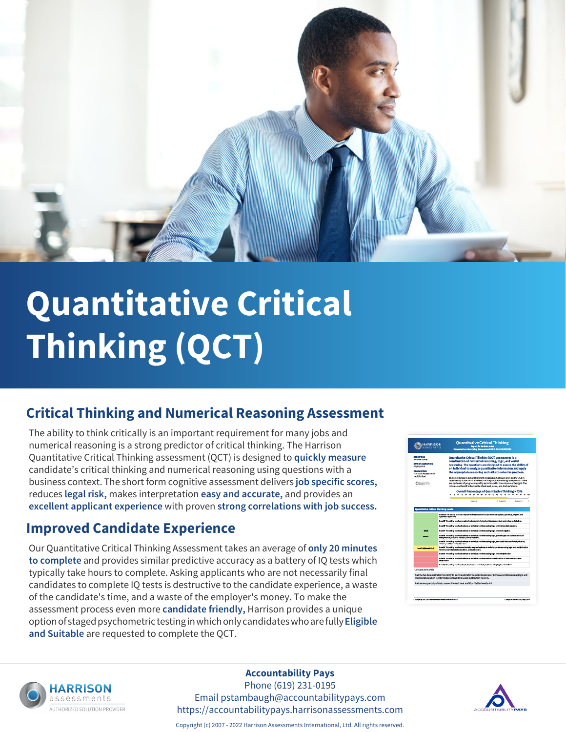# Quantitative Critical Thinking (QCT)

## Critical Thinking and Numerical Reasoning Assessment

The ability to think critically is an important requirement for many jobs and numerical reasoning is a strong predictor of critical thinking. The Harrison Quantitative Critical Thinking assessment (QCT) is designed to **quickly measure** candidate's critical thinking and numerical reasoning using questions with a business context. The short form cognitive assessment delivers **job specific scores,** reduces **legal risk,** makes interpretation **easy and accurate,** and provides an **excellent applicant experience** with proven **strong correlations with job success.**

## Improved Candidate Experience

Our Quantitative Critical Thinking Assessment takes an average of **only 20 minutes to complete** and provides similar predictive accuracy as a battery of IQ tests which typically take hours to complete. Asking applicants who are not necessarily final candidates to complete IQ tests is destructive to the candidate experience, a waste of the candidate's time, and a waste of the employer's money. To make the assessment process even more **candidate friendly,** Harrison provides a unique option of staged psychometric testing in which only candidates who are fully **Eligible and Suitable** are requested to complete the QCT.

HARRISON assessments
AUTHORIZED SOLUTION PROVIDER

**Accountability Pays**
Phone (619) 231-0195
Email pstambaugh@accountabilitypays.com
https://accountabilitypays.harrisonassessments.com

Copyright (c) 2007 - 2022 Harrison Assessments International, Ltd. All rights reserved.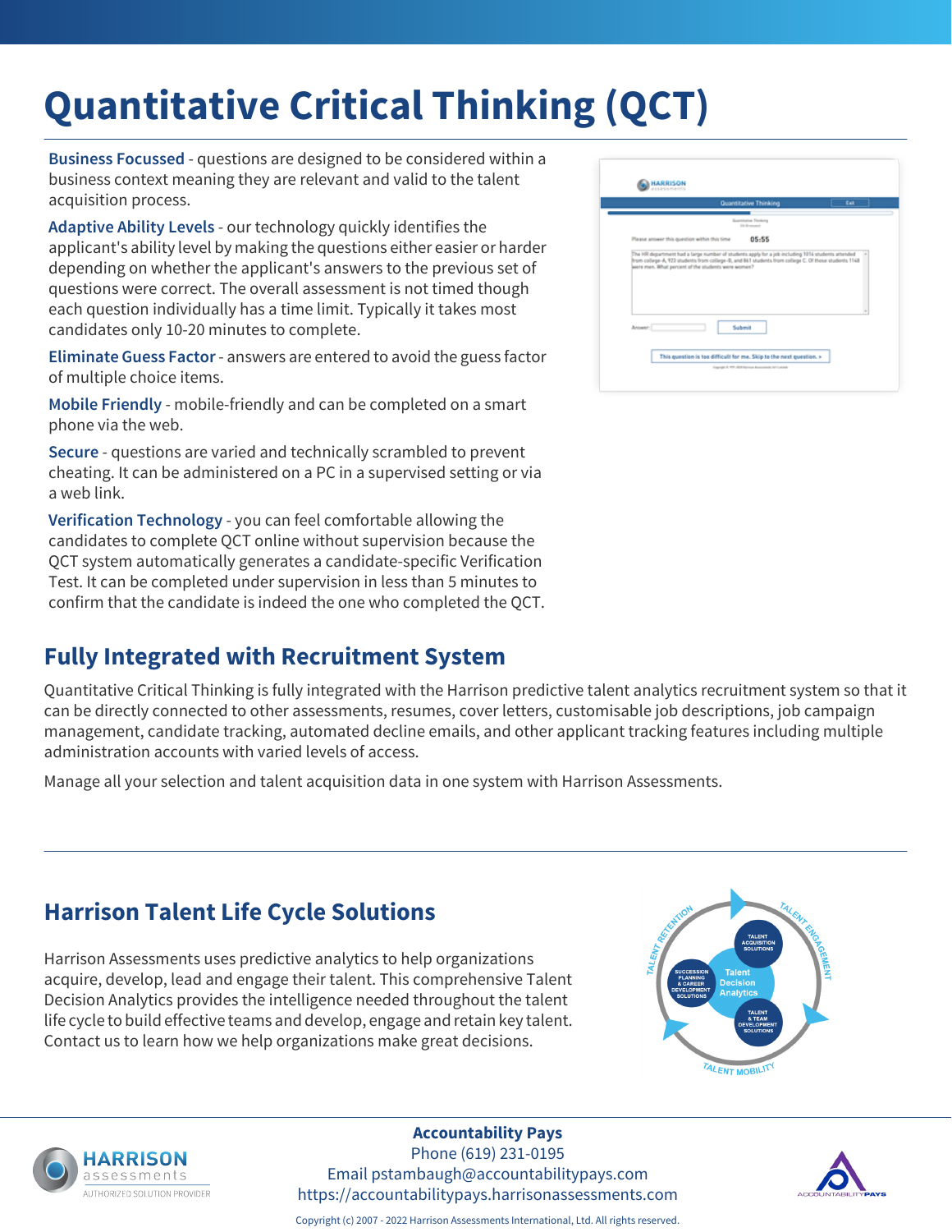# Quantitative Critical Thinking (QCT)

**Business Focussed** - questions are designed to be considered within a business context meaning they are relevant and valid to the talent acquisition process.

**Adaptive Ability Levels** - our technology quickly identifies the applicant's ability level by making the questions either easier or harder depending on whether the applicant's answers to the previous set of questions were correct. The overall assessment is not timed though each question individually has a time limit. Typically it takes most candidates only 10-20 minutes to complete.

**Eliminate Guess Factor** - answers are entered to avoid the guess factor of multiple choice items.

**Mobile Friendly** - mobile-friendly and can be completed on a smart phone via the web.

**Secure** - questions are varied and technically scrambled to prevent cheating. It can be administered on a PC in a supervised setting or via a web link.

**Verification Technology** - you can feel comfortable allowing the candidates to complete QCT online without supervision because the QCT system automatically generates a candidate-specific Verification Test. It can be completed under supervision in less than 5 minutes to confirm that the candidate is indeed the one who completed the QCT.

## Fully Integrated with Recruitment System

Quantitative Critical Thinking is fully integrated with the Harrison predictive talent analytics recruitment system so that it can be directly connected to other assessments, resumes, cover letters, customisable job descriptions, job campaign management, candidate tracking, automated decline emails, and other applicant tracking features including multiple administration accounts with varied levels of access.

Manage all your selection and talent acquisition data in one system with Harrison Assessments.

## Harrison Talent Life Cycle Solutions

Harrison Assessments uses predictive analytics to help organizations acquire, develop, lead and engage their talent. This comprehensive Talent Decision Analytics provides the intelligence needed throughout the talent life cycle to build effective teams and develop, engage and retain key talent. Contact us to learn how we help organizations make great decisions.

**Accountability Pays**
Phone (619) 231-0195
Email pstambaugh@accountabilitypays.com
https://accountabilitypays.harrisonassessments.com

Copyright (c) 2007 - 2022 Harrison Assessments International, Ltd. All rights reserved.